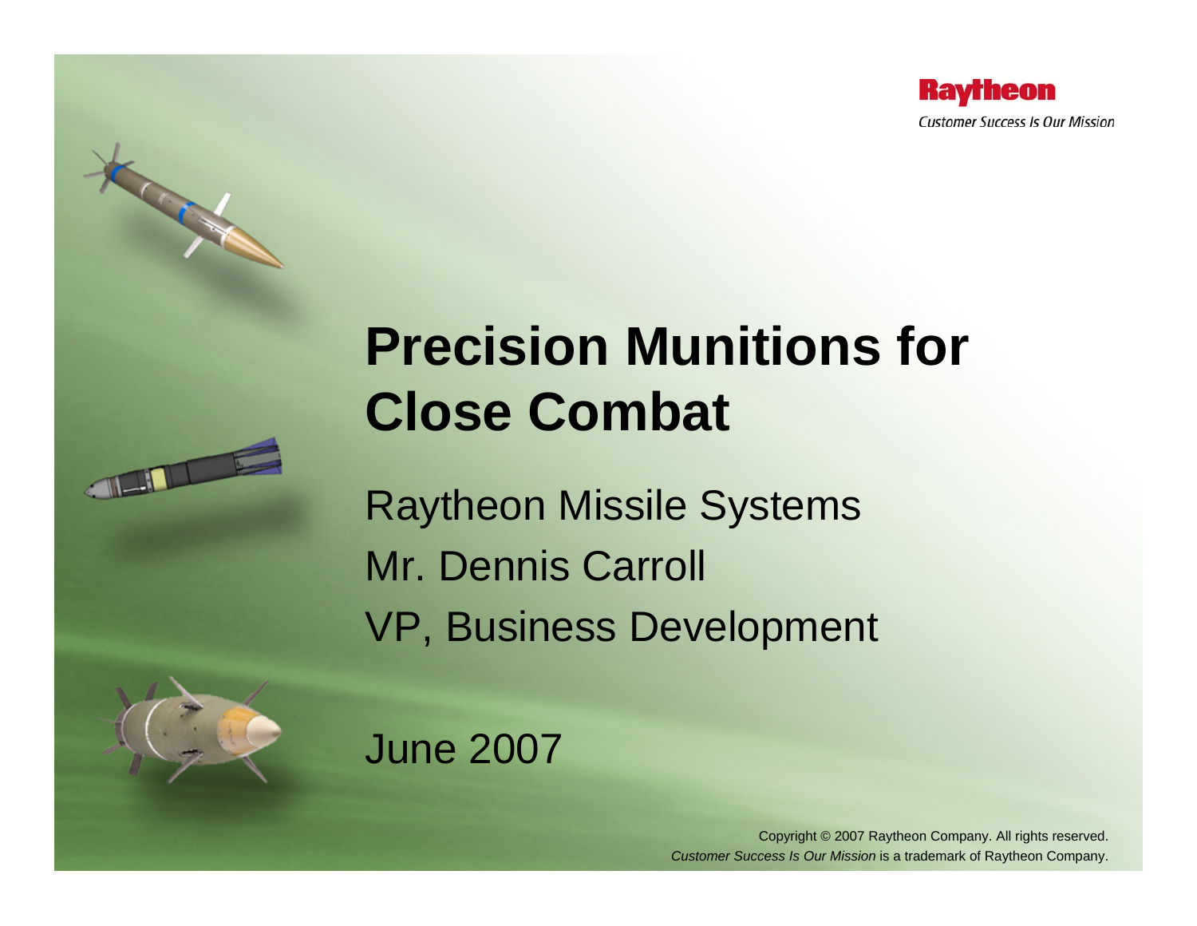Raytheon

*Customer Success Is Our Mission*

# Precision Munitions for Close Combat

Raytheon Missile Systems

Mr. Dennis Carroll

VP, Business Development

June 2007

Copyright © 2007 Raytheon Company. All rights reserved.
*Customer Success Is Our Mission* is a trademark of Raytheon Company.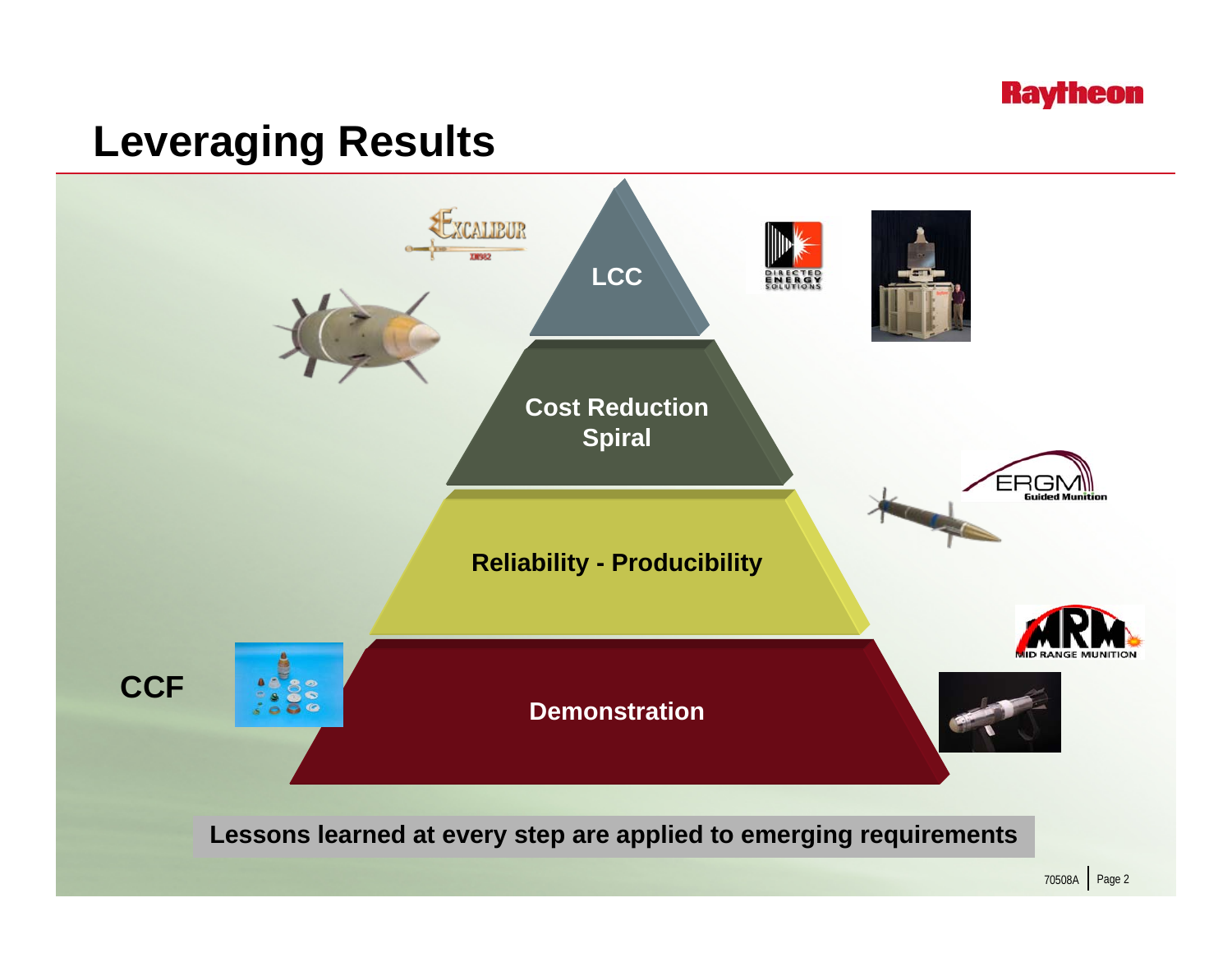# Leveraging Results

- LCC
- Cost Reduction Spiral
- Reliability - Producibility
- Demonstration

CCF

Excalibur XM982

Directed Energy Solutions

ERGM Guided Munition

MRM Mid Range Munition

**Lessons learned at every step are applied to emerging requirements**

70508A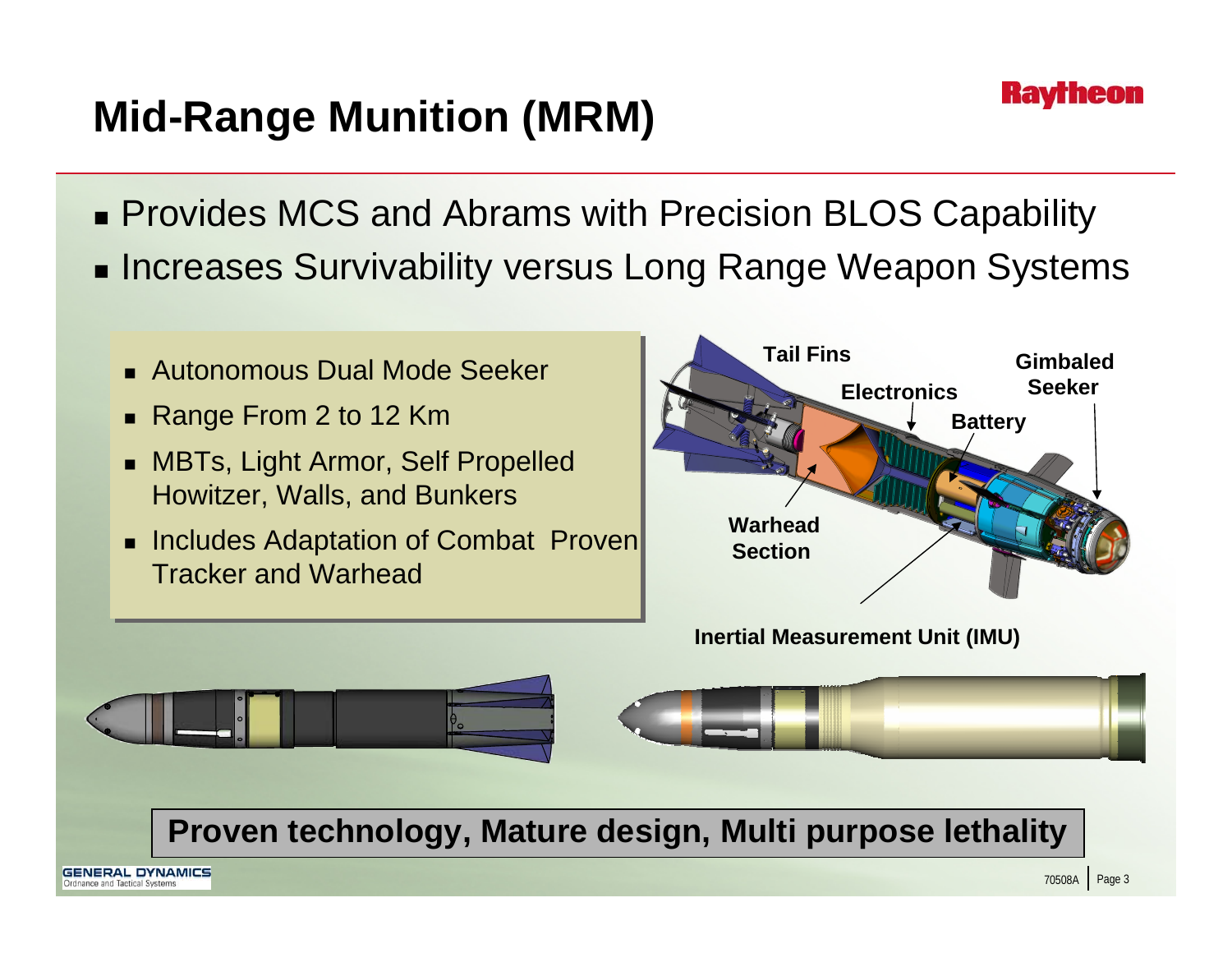# Mid-Range Munition (MRM)

- Provides MCS and Abrams with Precision BLOS Capability
- Increases Survivability versus Long Range Weapon Systems

- Autonomous Dual Mode Seeker
- Range From 2 to 12 Km
- MBTs, Light Armor, Self Propelled Howitzer, Walls, and Bunkers
- Includes Adaptation of Combat Proven Tracker and Warhead

Tail Fins

Electronics

Gimbaled Seeker

Battery

Warhead Section

Inertial Measurement Unit (IMU)

**Proven technology, Mature design, Multi purpose lethality**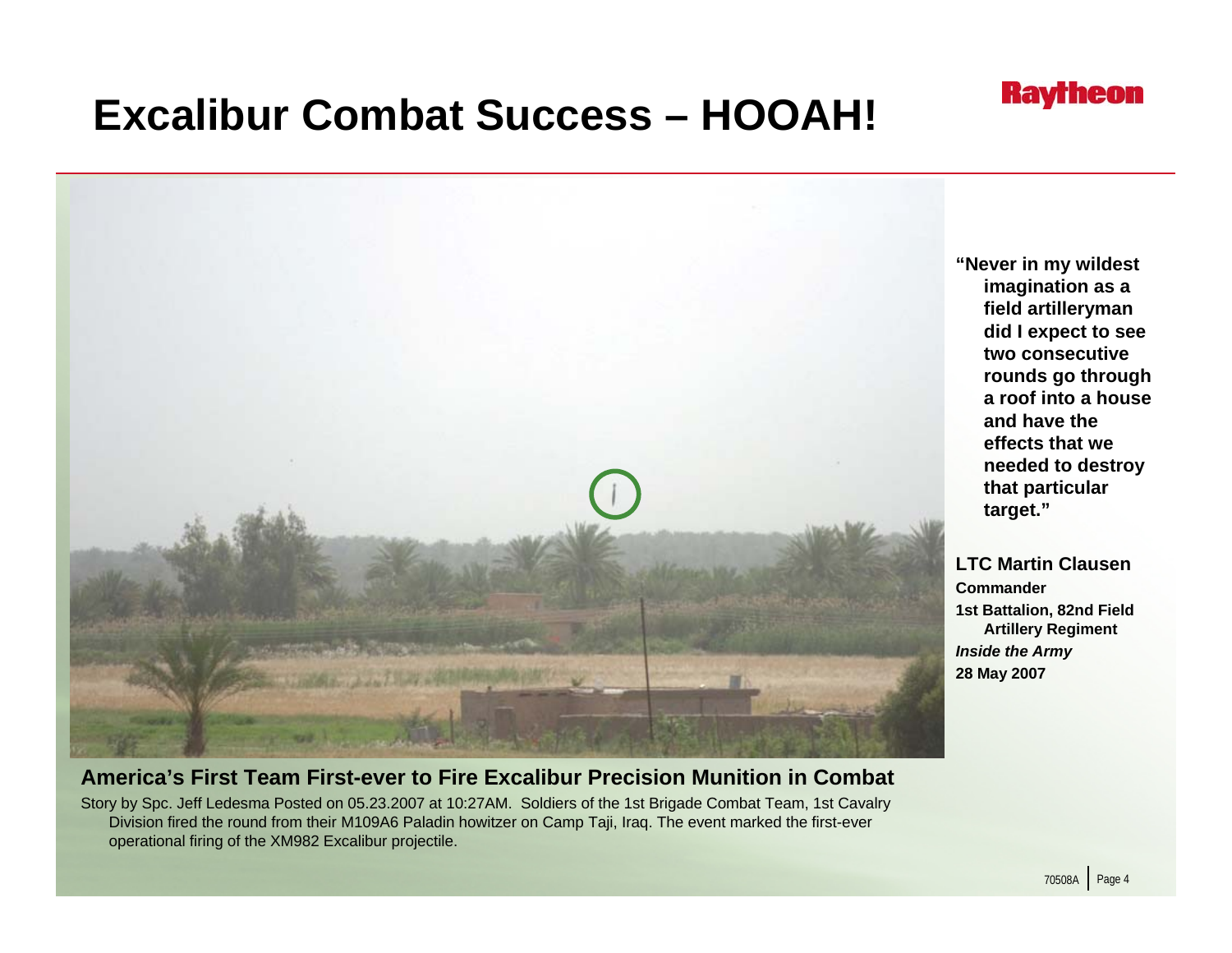# Excalibur Combat Success – HOOAH!

Raytheon

**"Never in my wildest imagination as a field artilleryman did I expect to see two consecutive rounds go through a roof into a house and have the effects that we needed to destroy that particular target."**

**LTC Martin Clausen**
**Commander**
**1st Battalion, 82nd Field Artillery Regiment**
***Inside the Army***
**28 May 2007**

**America's First Team First-ever to Fire Excalibur Precision Munition in Combat**

Story by Spc. Jeff Ledesma Posted on 05.23.2007 at 10:27AM. Soldiers of the 1st Brigade Combat Team, 1st Cavalry Division fired the round from their M109A6 Paladin howitzer on Camp Taji, Iraq. The event marked the first-ever operational firing of the XM982 Excalibur projectile.

70508A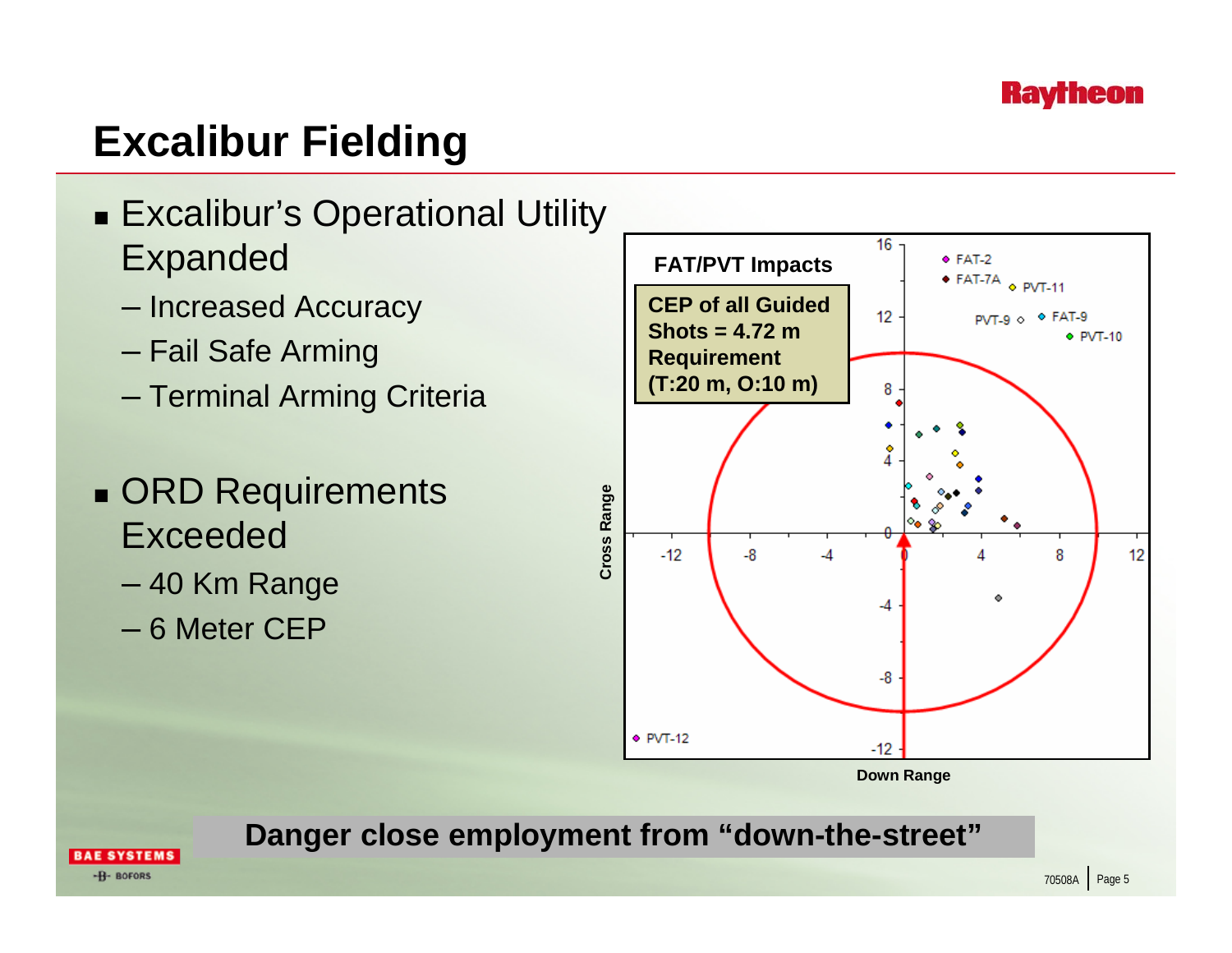# Excalibur Fielding

- Excalibur's Operational Utility Expanded
  - Increased Accuracy
  - Fail Safe Arming
  - Terminal Arming Criteria
- ORD Requirements Exceeded
  - 40 Km Range
  - 6 Meter CEP

**FAT/PVT Impacts**

**CEP of all Guided Shots = 4.72 m**
**Requirement (T:20 m, O:10 m)**

FAT-2, FAT-7A, PVT-11, PVT-9, FAT-9, PVT-10, PVT-12

Cross Range / Down Range

**Danger close employment from "down-the-street"**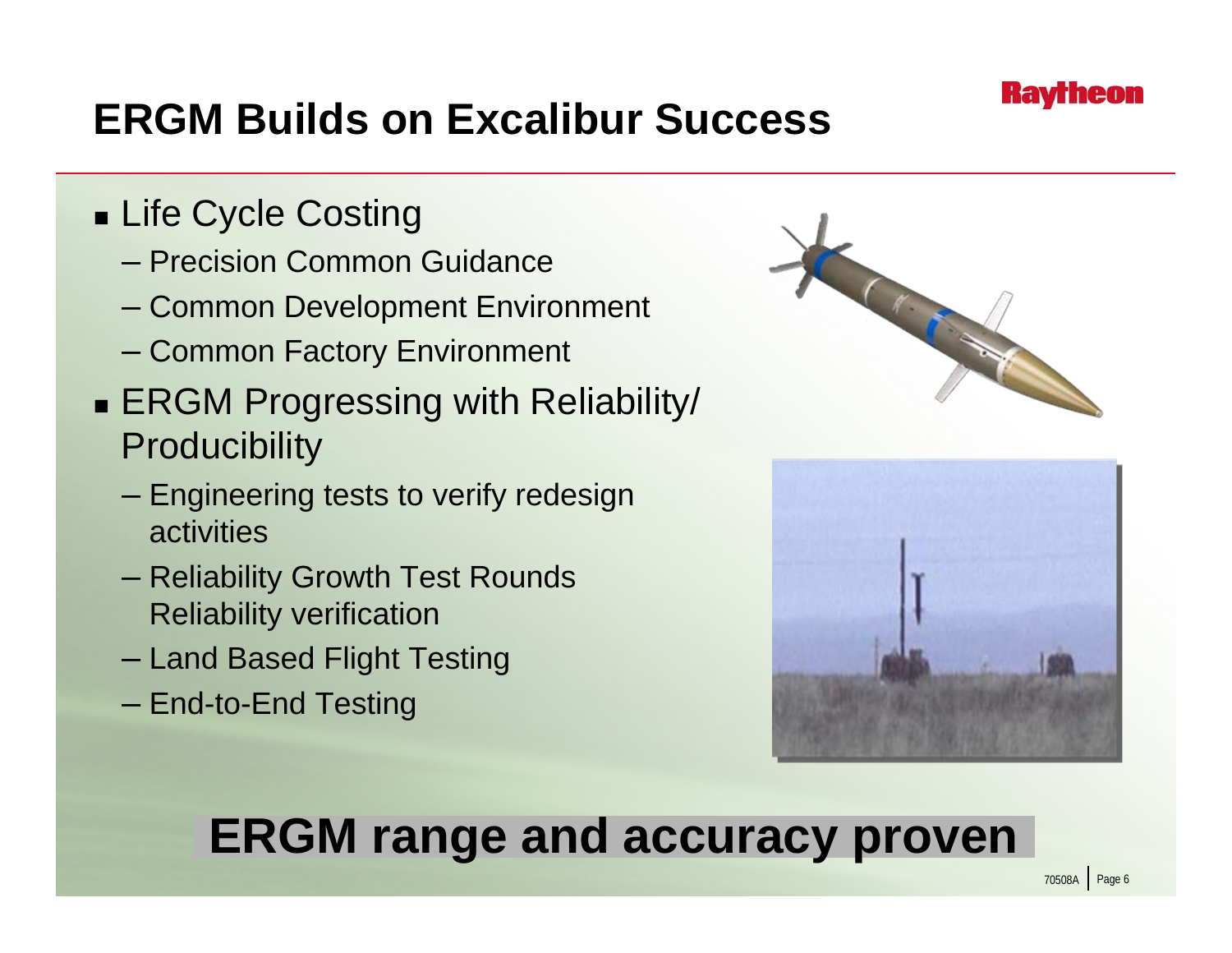# ERGM Builds on Excalibur Success

- Life Cycle Costing
  - Precision Common Guidance
  - Common Development Environment
  - Common Factory Environment
- ERGM Progressing with Reliability/ Producibility
  - Engineering tests to verify redesign activities
  - Reliability Growth Test Rounds Reliability verification
  - Land Based Flight Testing
  - End-to-End Testing

**ERGM range and accuracy proven**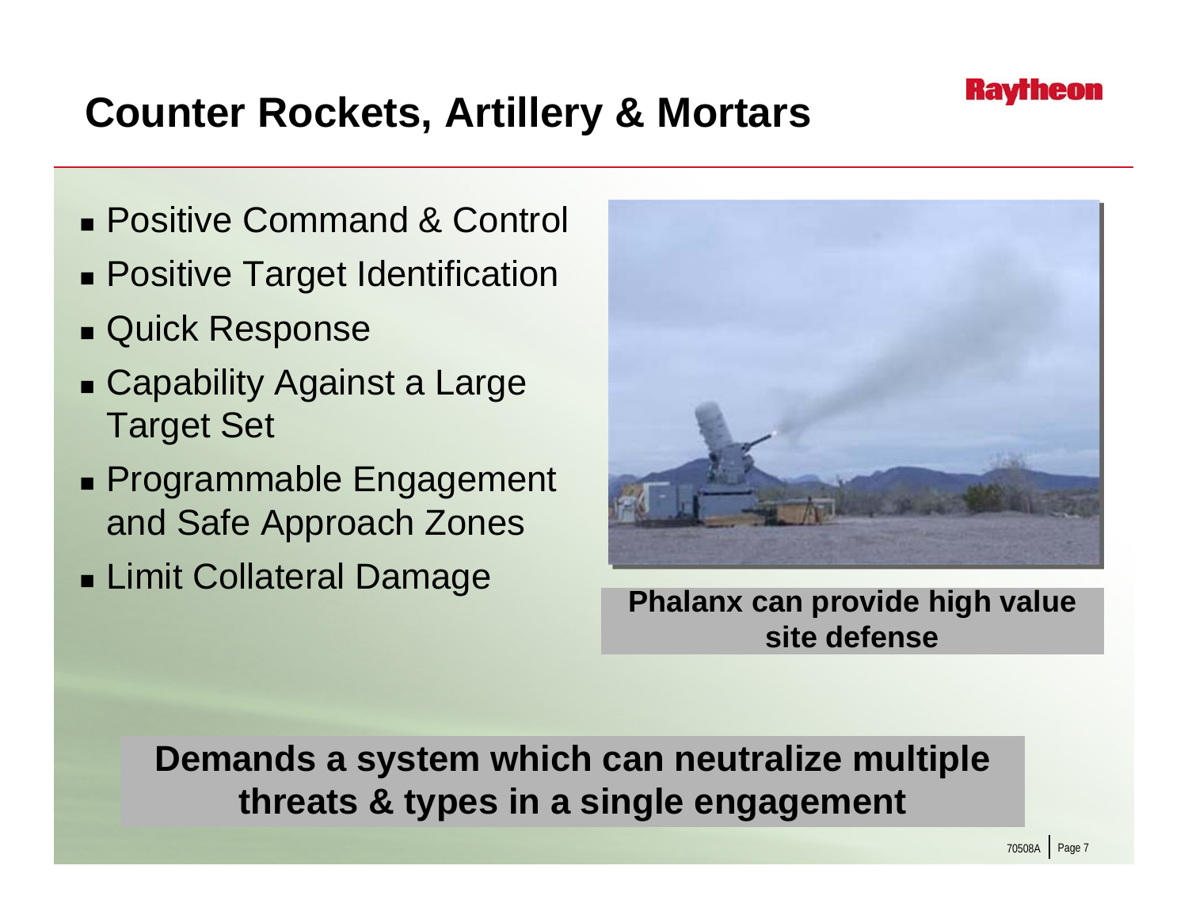# Counter Rockets, Artillery & Mortars

- Positive Command & Control
- Positive Target Identification
- Quick Response
- Capability Against a Large Target Set
- Programmable Engagement and Safe Approach Zones
- Limit Collateral Damage

**Phalanx can provide high value site defense**

**Demands a system which can neutralize multiple threats & types in a single engagement**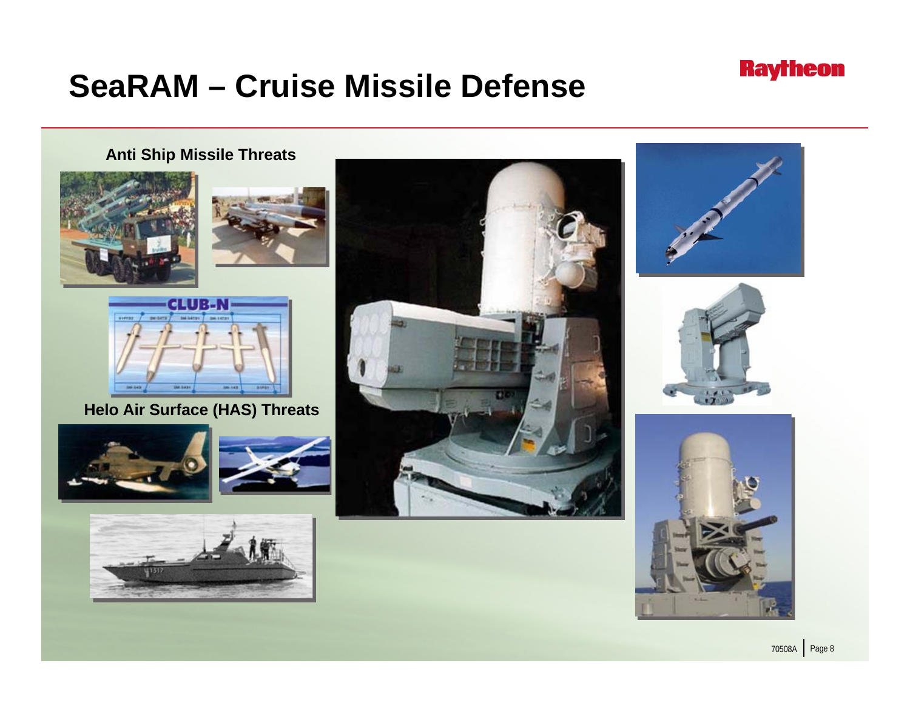# SeaRAM – Cruise Missile Defense

**Anti Ship Missile Threats**

**Helo Air Surface (HAS) Threats**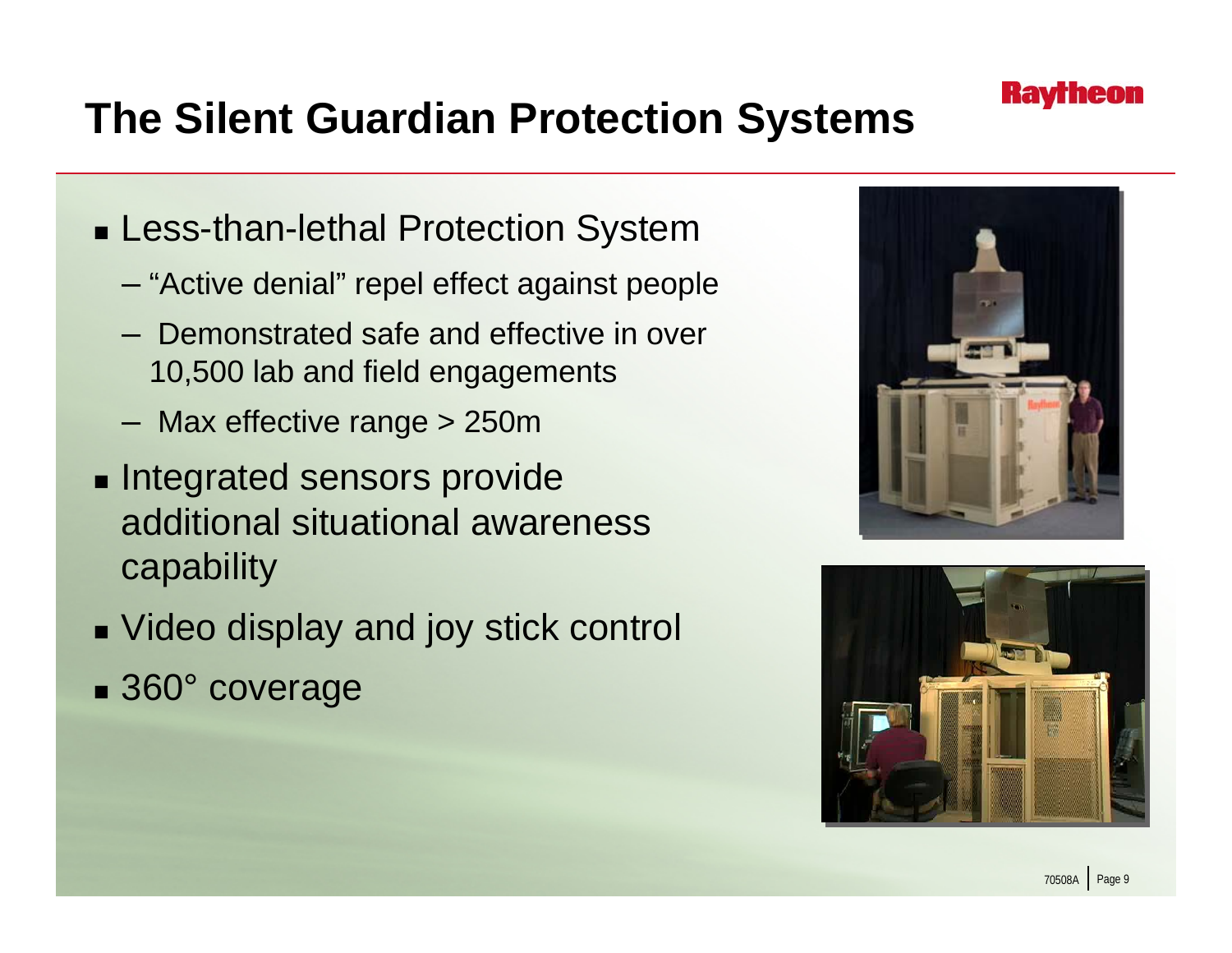# The Silent Guardian Protection Systems

- Less-than-lethal Protection System
  - "Active denial" repel effect against people
  - Demonstrated safe and effective in over 10,500 lab and field engagements
  - Max effective range > 250m
- Integrated sensors provide additional situational awareness capability
- Video display and joy stick control
- 360° coverage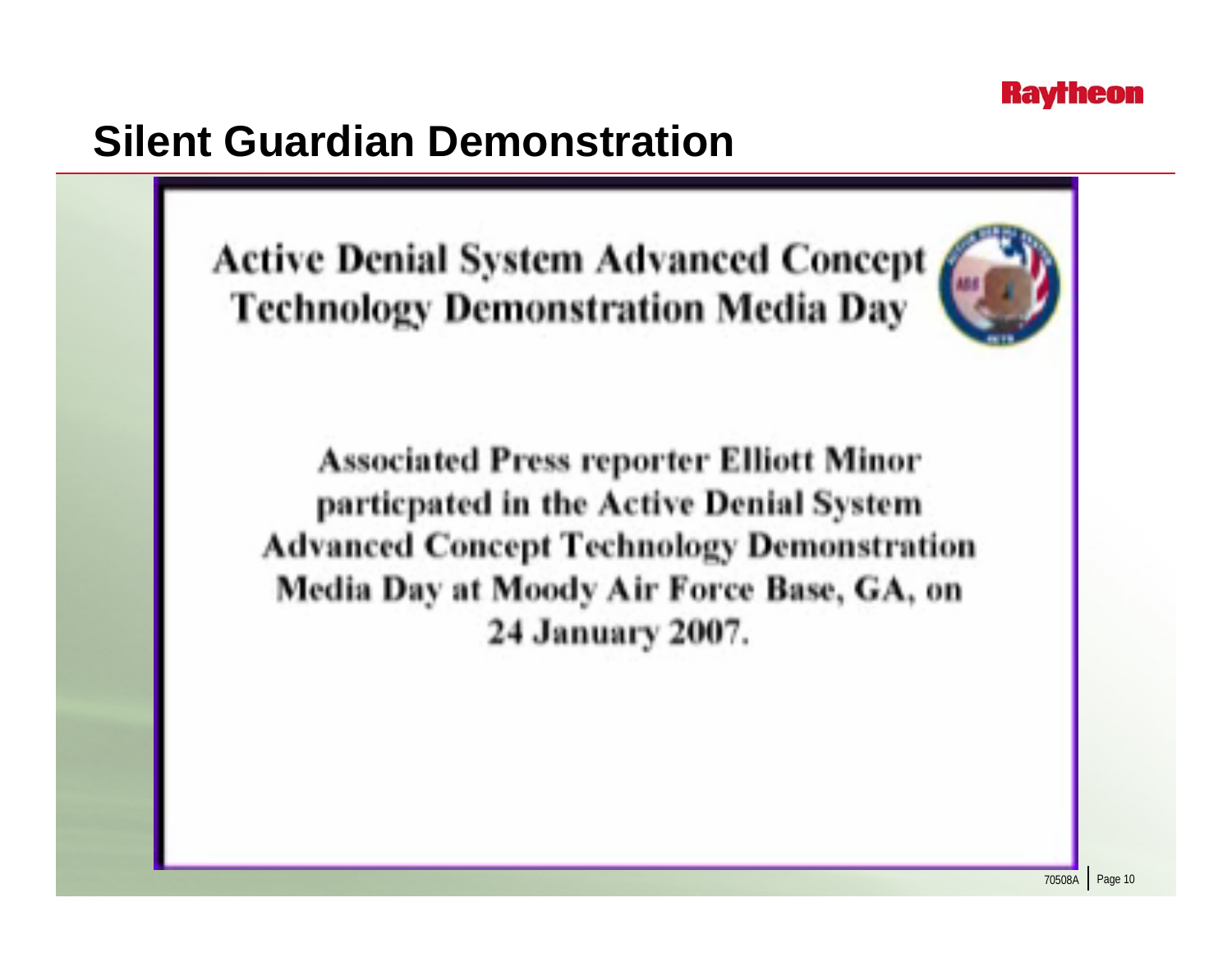# Silent Guardian Demonstration

**Active Denial System Advanced Concept Technology Demonstration Media Day**

**Associated Press reporter Elliott Minor particpated in the Active Denial System Advanced Concept Technology Demonstration Media Day at Moody Air Force Base, GA, on 24 January 2007.**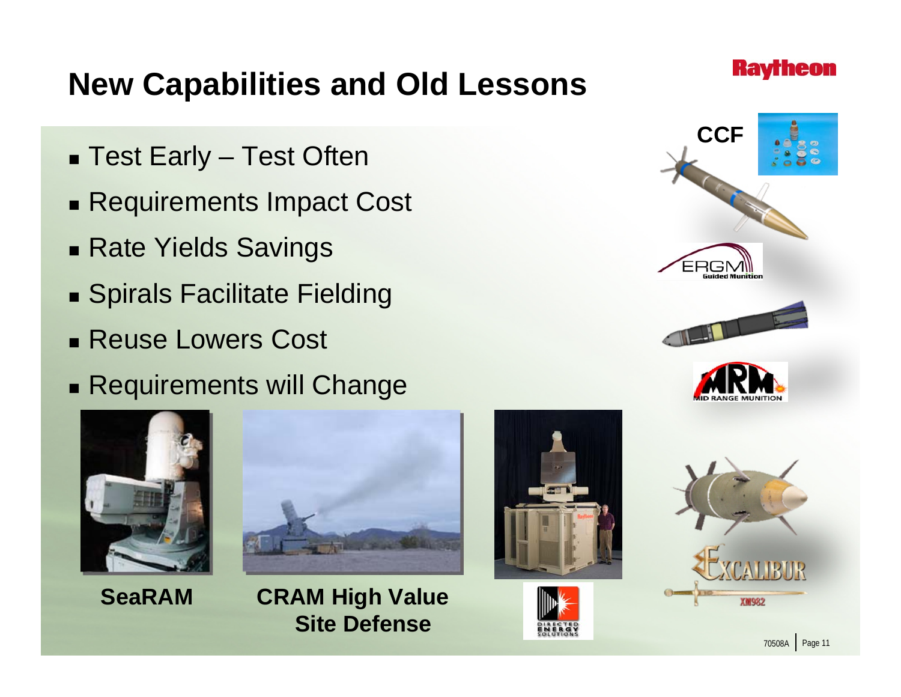# New Capabilities and Old Lessons

Raytheon

- Test Early – Test Often
- Requirements Impact Cost
- Rate Yields Savings
- Spirals Facilitate Fielding
- Reuse Lowers Cost
- Requirements will Change

CCF

ERGM Guided Munition

MRM MID RANGE MUNITION

EXCALIBUR XM982

**SeaRAM**

**CRAM High Value Site Defense**

DIRECTED ENERGY SOLUTIONS

70508A